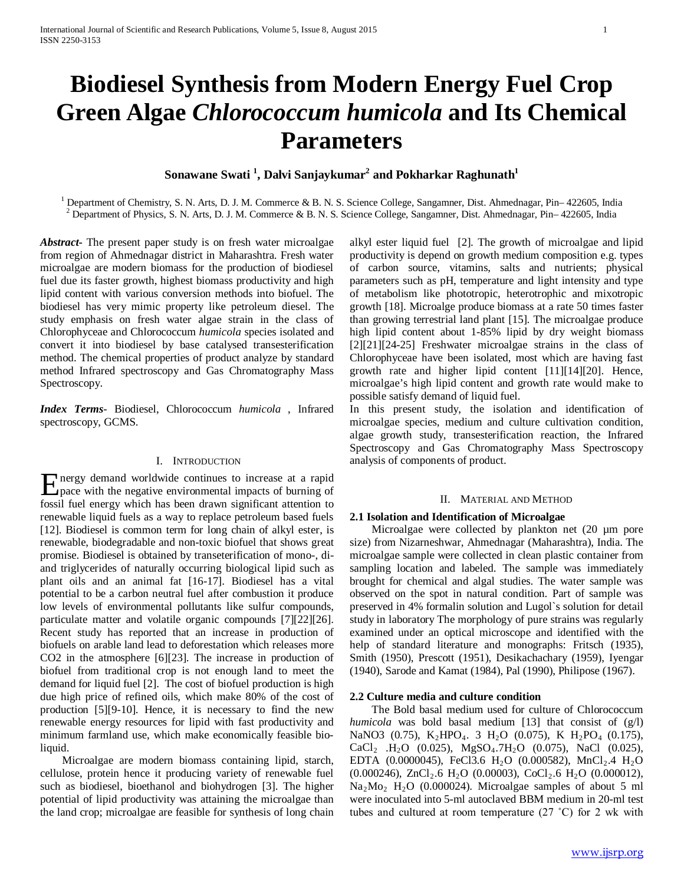# Biodiesel Synthesis from Modern Energy Fuel Crop Green Algae *Chlorococcum humicola* and Its Chemical Parameters

**Sonawane Swati [1], Dalvi Sanjaykumar[2] and Pokharkar Raghunath[1]**

[1] Department of Chemistry, S. N. Arts, D. J. M. Commerce & B. N. S. Science College, Sangamner, Dist. Ahmednagar, Pin– 422605, India
[2] Department of Physics, S. N. Arts, D. J. M. Commerce & B. N. S. Science College, Sangamner, Dist. Ahmednagar, Pin– 422605, India

***Abstract***- The present paper study is on fresh water microalgae from region of Ahmednagar district in Maharashtra. Fresh water microalgae are modern biomass for the production of biodiesel fuel due its faster growth, highest biomass productivity and high lipid content with various conversion methods into biofuel. The biodiesel has very mimic property like petroleum diesel. The study emphasis on fresh water algae strain in the class of Chlorophyceae and Chlorococcum *humicola* species isolated and convert it into biodiesel by base catalysed transesterification method. The chemical properties of product analyze by standard method Infrared spectroscopy and Gas Chromatography Mass Spectroscopy.

***Index Terms***- Biodiesel, Chlorococcum *humicola* , Infrared spectroscopy, GCMS.

## I. Introduction

Energy demand worldwide continues to increase at a rapid pace with the negative environmental impacts of burning of fossil fuel energy which has been drawn significant attention to renewable liquid fuels as a way to replace petroleum based fuels [12]. Biodiesel is common term for long chain of alkyl ester, is renewable, biodegradable and non-toxic biofuel that shows great promise. Biodiesel is obtained by transeterification of mono-, di- and triglycerides of naturally occurring biological lipid such as plant oils and an animal fat [16-17]. Biodiesel has a vital potential to be a carbon neutral fuel after combustion it produce low levels of environmental pollutants like sulfur compounds, particulate matter and volatile organic compounds [7][22][26]. Recent study has reported that an increase in production of biofuels on arable land lead to deforestation which releases more CO2 in the atmosphere [6][23]. The increase in production of biofuel from traditional crop is not enough land to meet the demand for liquid fuel [2]. The cost of biofuel production is high due high price of refined oils, which make 80% of the cost of production [5][9-10]. Hence, it is necessary to find the new renewable energy resources for lipid with fast productivity and minimum farmland use, which make economically feasible bio-liquid.

Microalgae are modern biomass containing lipid, starch, cellulose, protein hence it producing variety of renewable fuel such as biodiesel, bioethanol and biohydrogen [3]. The higher potential of lipid productivity was attaining the microalgae than the land crop; microalgae are feasible for synthesis of long chain alkyl ester liquid fuel [2]. The growth of microalgae and lipid productivity is depend on growth medium composition e.g. types of carbon source, vitamins, salts and nutrients; physical parameters such as pH, temperature and light intensity and type of metabolism like phototropic, heterotrophic and mixotropic growth [18]. Microalge produce biomass at a rate 50 times faster than growing terrestrial land plant [15]. The microalgae produce high lipid content about 1-85% lipid by dry weight biomass [2][21][24-25] Freshwater microalgae strains in the class of Chlorophyceae have been isolated, most which are having fast growth rate and higher lipid content [11][14][20]. Hence, microalgae's high lipid content and growth rate would make to possible satisfy demand of liquid fuel.

In this present study, the isolation and identification of microalgae species, medium and culture cultivation condition, algae growth study, transesterification reaction, the Infrared Spectroscopy and Gas Chromatography Mass Spectroscopy analysis of components of product.

## II. Material and Method

### 2.1 Isolation and Identification of Microalgae

Microalgae were collected by plankton net (20 µm pore size) from Nizarneshwar, Ahmednagar (Maharashtra), India. The microalgae sample were collected in clean plastic container from sampling location and labeled. The sample was immediately brought for chemical and algal studies. The water sample was observed on the spot in natural condition. Part of sample was preserved in 4% formalin solution and Lugol`s solution for detail study in laboratory The morphology of pure strains was regularly examined under an optical microscope and identified with the help of standard literature and monographs: Fritsch (1935), Smith (1950), Prescott (1951), Desikachachary (1959), Iyengar (1940), Sarode and Kamat (1984), Pal (1990), Philipose (1967).

### 2.2 Culture media and culture condition

The Bold basal medium used for culture of Chlorococcum *humicola* was bold basal medium [13] that consist of (g/l) NaNO3 (0.75), $K_2HPO_4$. 3 $H_2O$ (0.075), K $H_2PO_4$ (0.175), $CaCl_2$ .$H_2O$ (0.025), $MgSO_4$.7$H_2O$ (0.075), NaCl (0.025), EDTA (0.0000045), FeCl3.6 $H_2O$ (0.000582), $MnCl_2$.4 $H_2O$ (0.000246), $ZnCl_2$.6 $H_2O$ (0.00003), $CoCl_2$.6 $H_2O$ (0.000012), $Na_2Mo_2$ $H_2O$ (0.000024). Microalgae samples of about 5 ml were inoculated into 5-ml autoclaved BBM medium in 20-ml test tubes and cultured at room temperature (27 ˚C) for 2 wk with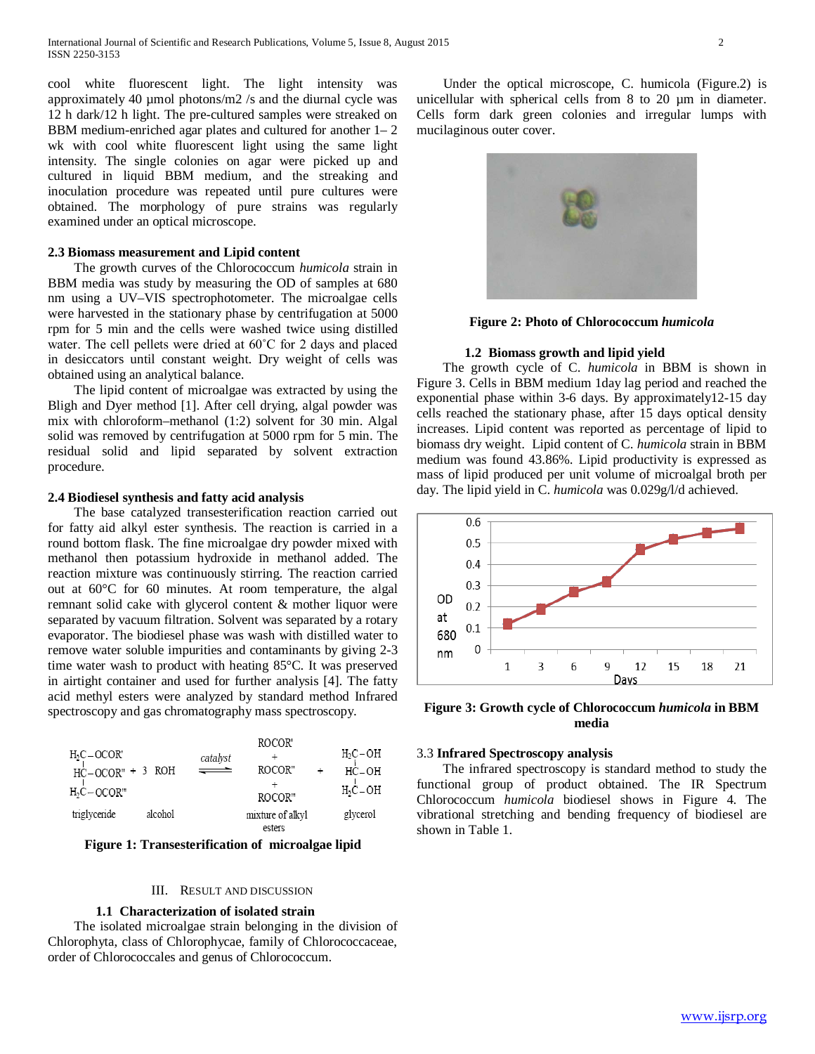cool white fluorescent light. The light intensity was approximately 40 µmol photons/m2 /s and the diurnal cycle was 12 h dark/12 h light. The pre-cultured samples were streaked on BBM medium-enriched agar plates and cultured for another 1– 2 wk with cool white fluorescent light using the same light intensity. The single colonies on agar were picked up and cultured in liquid BBM medium, and the streaking and inoculation procedure was repeated until pure cultures were obtained. The morphology of pure strains was regularly examined under an optical microscope.

### 2.3 Biomass measurement and Lipid content

The growth curves of the Chlorococcum *humicola* strain in BBM media was study by measuring the OD of samples at 680 nm using a UV–VIS spectrophotometer. The microalgae cells were harvested in the stationary phase by centrifugation at 5000 rpm for 5 min and the cells were washed twice using distilled water. The cell pellets were dried at 60˚C for 2 days and placed in desiccators until constant weight. Dry weight of cells was obtained using an analytical balance.

The lipid content of microalgae was extracted by using the Bligh and Dyer method [1]. After cell drying, algal powder was mix with chloroform–methanol (1:2) solvent for 30 min. Algal solid was removed by centrifugation at 5000 rpm for 5 min. The residual solid and lipid separated by solvent extraction procedure.

### 2.4 Biodiesel synthesis and fatty acid analysis

The base catalyzed transesterification reaction carried out for fatty aid alkyl ester synthesis. The reaction is carried in a round bottom flask. The fine microalgae dry powder mixed with methanol then potassium hydroxide in methanol added. The reaction mixture was continuously stirring. The reaction carried out at 60°C for 60 minutes. At room temperature, the algal remnant solid cake with glycerol content & mother liquor were separated by vacuum filtration. Solvent was separated by a rotary evaporator. The biodiesel phase was wash with distilled water to remove water soluble impurities and contaminants by giving 2-3 time water wash to product with heating 85°C. It was preserved in airtight container and used for further analysis [4]. The fatty acid methyl esters were analyzed by standard method Infrared spectroscopy and gas chromatography mass spectroscopy.

$$\begin{array}{l} H_2C-OCOR' \\ HC-OCOR'' \\ H_2C-OCOR''' \end{array} + 3\ ROH \;\underset{}{\overset{catalyst}{\rightleftharpoons}}\; \begin{array}{c} ROCOR' \\ + \\ ROCOR'' \\ + \\ ROCOR''' \end{array} + \begin{array}{l} H_2C-OH \\ HC-OH \\ H_2C-OH \end{array}$$

triglyceride, alcohol, mixture of alkyl esters, glycerol

**Figure 1: Transesterification of microalgae lipid**

## III. Result and Discussion

### 1.1 Characterization of isolated strain

The isolated microalgae strain belonging in the division of Chlorophyta, class of Chlorophycae, family of Chlorococcaceae, order of Chlorococcales and genus of Chlorococcum.

Under the optical microscope, C. humicola (Figure.2) is unicellular with spherical cells from 8 to 20 µm in diameter. Cells form dark green colonies and irregular lumps with mucilaginous outer cover.

**Figure 2: Photo of Chlorococcum *humicola***

### 1.2 Biomass growth and lipid yield

The growth cycle of C. *humicola* in BBM is shown in Figure 3. Cells in BBM medium 1day lag period and reached the exponential phase within 3-6 days. By approximately12-15 day cells reached the stationary phase, after 15 days optical density increases. Lipid content was reported as percentage of lipid to biomass dry weight. Lipid content of C. *humicola* strain in BBM medium was found 43.86%. Lipid productivity is expressed as mass of lipid produced per unit volume of microalgal broth per day. The lipid yield in C. *humicola* was 0.029g/l/d achieved.

**Figure 3: Growth cycle of Chlorococcum *humicola* in BBM media**

### 3.3 Infrared Spectroscopy analysis

The infrared spectroscopy is standard method to study the functional group of product obtained. The IR Spectrum Chlorococcum *humicola* biodiesel shows in Figure 4. The vibrational stretching and bending frequency of biodiesel are shown in Table 1.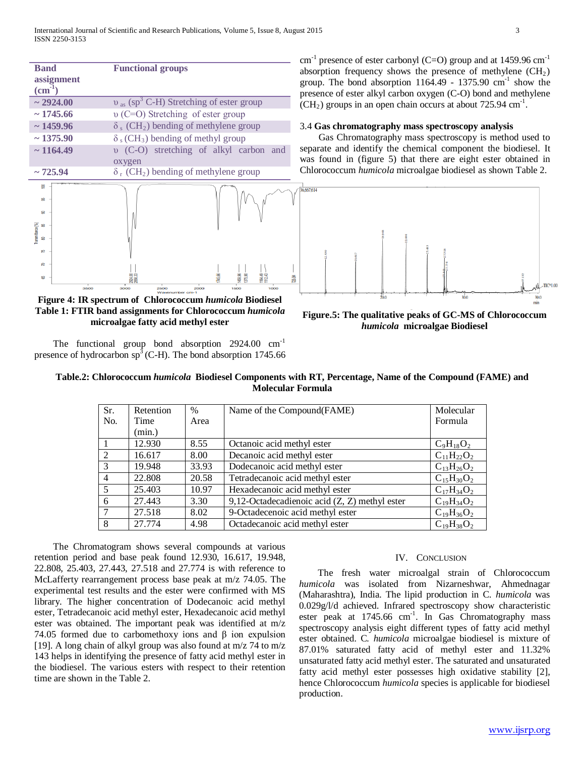| Band assignment ($cm^{-1}$) | Functional groups |
|---|---|
| ~ 2924.00 | $\upsilon_{as}$ ($sp^3$ C-H) Stretching of ester group |
| ~ 1745.66 | $\upsilon$ (C=O) Stretching of ester group |
| ~ 1459.96 | $\delta_s$ ($CH_2$) bending of methylene group |
| ~ 1375.90 | $\delta_s$ ($CH_3$) bending of methyl group |
| ~ 1164.49 | $\upsilon$ (C-O) stretching of alkyl carbon and oxygen |
| ~ 725.94 | $\delta_r$ ($CH_2$) bending of methylene group |

**Figure 4: IR spectrum of Chlorococcum *humicola* Biodiesel**

**Table 1: FTIR band assignments for Chlorococcum *humicola* microalgae fatty acid methyl ester**

The functional group bond absorption 2924.00 $cm^{-1}$ presence of hydrocarbon $sp^3$ (C-H). The bond absorption 1745.66 $cm^{-1}$ presence of ester carbonyl (C=O) group and at 1459.96 $cm^{-1}$ absorption frequency shows the presence of methylene ($CH_2$) group. The bond absorption 1164.49 - 1375.90 $cm^{-1}$ show the presence of ester alkyl carbon oxygen (C-O) bond and methylene ($CH_2$) groups in an open chain occurs at about 725.94 $cm^{-1}$.

### 3.4 Gas chromatography mass spectroscopy analysis

Gas Chromatography mass spectroscopy is method used to separate and identify the chemical component the biodiesel. It was found in (figure 5) that there are eight ester obtained in Chlorococcum *humicola* microalgae biodiesel as shown Table 2.

**Figure.5: The qualitative peaks of GC-MS of Chlorococcum *humicola* microalgae Biodiesel**

**Table.2: Chlorococcum *humicola* Biodiesel Components with RT, Percentage, Name of the Compound (FAME) and Molecular Formula**

| Sr. No. | Retention Time (min.) | % Area | Name of the Compound(FAME) | Molecular Formula |
|---|---|---|---|---|
| 1 | 12.930 | 8.55 | Octanoic acid methyl ester | $C_9H_{18}O_2$ |
| 2 | 16.617 | 8.00 | Decanoic acid methyl ester | $C_{11}H_{22}O_2$ |
| 3 | 19.948 | 33.93 | Dodecanoic acid methyl ester | $C_{13}H_{26}O_2$ |
| 4 | 22.808 | 20.58 | Tetradecanoic acid methyl ester | $C_{15}H_{30}O_2$ |
| 5 | 25.403 | 10.97 | Hexadecanoic acid methyl ester | $C_{17}H_{34}O_2$ |
| 6 | 27.443 | 3.30 | 9,12-Octadecadienoic acid (Z, Z) methyl ester | $C_{19}H_{34}O_2$ |
| 7 | 27.518 | 8.02 | 9-Octadecenoic acid methyl ester | $C_{19}H_{36}O_2$ |
| 8 | 27.774 | 4.98 | Octadecanoic acid methyl ester | $C_{19}H_{38}O_2$ |

The Chromatogram shows several compounds at various retention period and base peak found 12.930, 16.617, 19.948, 22.808, 25.403, 27.443, 27.518 and 27.774 is with reference to McLafferty rearrangement process base peak at m/z 74.05. The experimental test results and the ester were confirmed with MS library. The higher concentration of Dodecanoic acid methyl ester, Tetradecanoic acid methyl ester, Hexadecanoic acid methyl ester was obtained. The important peak was identified at m/z 74.05 formed due to carbomethoxy ions and β ion expulsion [19]. A long chain of alkyl group was also found at m/z 74 to m/z 143 helps in identifying the presence of fatty acid methyl ester in the biodiesel. The various esters with respect to their retention time are shown in the Table 2.

## IV. Conclusion

The fresh water microalgal strain of Chlorococcum *humicola* was isolated from Nizarneshwar, Ahmednagar (Maharashtra), India. The lipid production in C. *humicola* was 0.029g/l/d achieved. Infrared spectroscopy show characteristic ester peak at 1745.66 $cm^{-1}$. In Gas Chromatography mass spectroscopy analysis eight different types of fatty acid methyl ester obtained. C. *humicola* microalgae biodiesel is mixture of 87.01% saturated fatty acid of methyl ester and 11.32% unsaturated fatty acid methyl ester. The saturated and unsaturated fatty acid methyl ester possesses high oxidative stability [2], hence Chlorococcum *humicola* species is applicable for biodiesel production.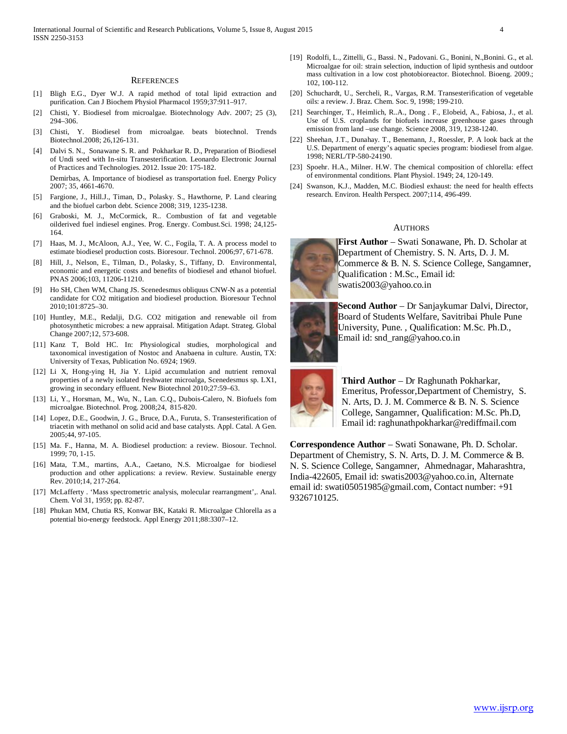## REFERENCES

[1] Bligh E.G., Dyer W.J. A rapid method of total lipid extraction and purification. Can J Biochem Physiol Pharmacol 1959;37:911–917.

[2] Chisti, Y. Biodiesel from microalgae. Biotechnology Adv. 2007; 25 (3), 294–306.

[3] Chisti, Y. Biodiesel from microalgae. beats biotechnol. Trends Biotechnol.2008; 26,126-131.

[4] Dalvi S. N., Sonawane S. R. and Pokharkar R. D., Preparation of Biodiesel of Undi seed with In-situ Transesterification. Leonardo Electronic Journal of Practices and Technologies. 2012. Issue 20: 175-182.

Demirbas, A. Importance of biodiesel as transportation fuel. Energy Policy 2007; 35, 4661-4670.

[5] Fargione, J., Hill.J., Timan, D., Polasky. S., Hawthorne, P. Land clearing and the biofuel carbon debt. Science 2008; 319, 1235-1238.

[6] Graboski, M. J., McCormick, R.. Combustion of fat and vegetable oilderived fuel indiesel engines. Prog. Energy. Combust.Sci. 1998; 24,125-164.

[7] Haas, M. J., McAloon, A.J., Yee, W. C., Fogila, T. A. A process model to estimate biodiesel production costs. Bioresour. Technol. 2006;97, 671-678.

[8] Hill, J., Nelson, E., Tilman, D., Polasky, S., Tiffany, D. Environmental, economic and energetic costs and benefits of biodiesel and ethanol biofuel. PNAS 2006;103, 11206-11210.

[9] Ho SH, Chen WM, Chang JS. Scenedesmus obliquus CNW-N as a potential candidate for CO2 mitigation and biodiesel production. Bioresour Technol 2010;101:8725–30.

[10] Huntley, M.E., Redalji, D.G. CO2 mitigation and renewable oil from photosynthetic microbes: a new appraisal. Mitigation Adapt. Strateg. Global Change 2007;12, 573-608.

[11] Kanz T, Bold HC. In: Physiological studies, morphological and taxonomical investigation of Nostoc and Anabaena in culture. Austin, TX: University of Texas, Publication No. 6924; 1969.

[12] Li X, Hong-ying H, Jia Y. Lipid accumulation and nutrient removal properties of a newly isolated freshwater microalga, Scenedesmus sp. LX1, growing in secondary effluent. New Biotechnol 2010;27:59–63.

[13] Li, Y., Horsman, M., Wu, N., Lan. C.Q., Dubois-Calero, N. Biofuels fom microalgae. Biotechnol. Prog. 2008;24, 815-820.

[14] Lopez, D.E., Goodwin, J. G., Bruce, D.A., Furuta, S. Transesterification of triacetin with methanol on solid acid and base catalysts. Appl. Catal. A Gen. 2005;44, 97-105.

[15] Ma. F., Hanna, M. A. Biodiesel production: a review. Biosour. Technol. 1999; 70, 1-15.

[16] Mata, T.M., martins, A.A., Caetano, N.S. Microalgae for biodiesel production and other applications: a review. Review. Sustainable energy Rev. 2010;14, 217-264.

[17] McLafferty . 'Mass spectrometric analysis, molecular rearrangment',. Anal. Chem. Vol 31, 1959; pp. 82-87.

[18] Phukan MM, Chutia RS, Konwar BK, Kataki R. Microalgae Chlorella as a potential bio-energy feedstock. Appl Energy 2011;88:3307–12.

[19] Rodolfi, L., Zittelli, G., Bassi. N., Padovani. G., Bonini, N.,Bonini. G., et al. Microalgae for oil: strain selection, induction of lipid synthesis and outdoor mass cultivation in a low cost photobioreactor. Biotechnol. Bioeng. 2009.; 102, 100-112.

[20] Schuchardt, U., Sercheli, R., Vargas, R.M. Transesterification of vegetable oils: a review. J. Braz. Chem. Soc. 9, 1998; 199-210.

[21] Searchinger, T., Heimlich, R..A., Dong . F., Elobeid, A., Fabiosa, J., et al. Use of U.S. croplands for biofuels increase greenhouse gases through emission from land –use change. Science 2008, 319, 1238-1240.

[22] Sheehan, J.T., Dunahay. T., Benemann, J., Roessler, P. A look back at the U.S. Department of energy's aquatic species program: biodiesel from algae. 1998; NERL/TP-580-24190.

[23] Spoehr. H.A., Milner. H.W. The chemical composition of chlorella: effect of environmental conditions. Plant Physiol. 1949; 24, 120-149.

[24] Swanson, K.J., Madden, M.C. Biodiesl exhaust: the need for health effects research. Environ. Health Perspect. 2007;114, 496-499.

## AUTHORS

**First Author** – Swati Sonawane, Ph. D. Scholar at Department of Chemistry. S. N. Arts, D. J. M. Commerce & B. N. S. Science College, Sangamner, Qualification : M.Sc., Email id: swatis2003@yahoo.co.in

**Second Author** – Dr Sanjaykumar Dalvi, Director, Board of Students Welfare, Savitribai Phule Pune University, Pune. , Qualification: M.Sc. Ph.D., Email id: snd_rang@yahoo.co.in

**Third Author** – Dr Raghunath Pokharkar, Emeritus, Professor,Department of Chemistry, S. N. Arts, D. J. M. Commerce & B. N. S. Science College, Sangamner, Qualification: M.Sc. Ph.D, Email id: raghunathpokharkar@rediffmail.com

**Correspondence Author** – Swati Sonawane, Ph. D. Scholar. Department of Chemistry, S. N. Arts, D. J. M. Commerce & B. N. S. Science College, Sangamner, Ahmednagar, Maharashtra, India-422605, Email id: swatis2003@yahoo.co.in, Alternate email id: swati05051985@gmail.com, Contact number: +91 9326710125.